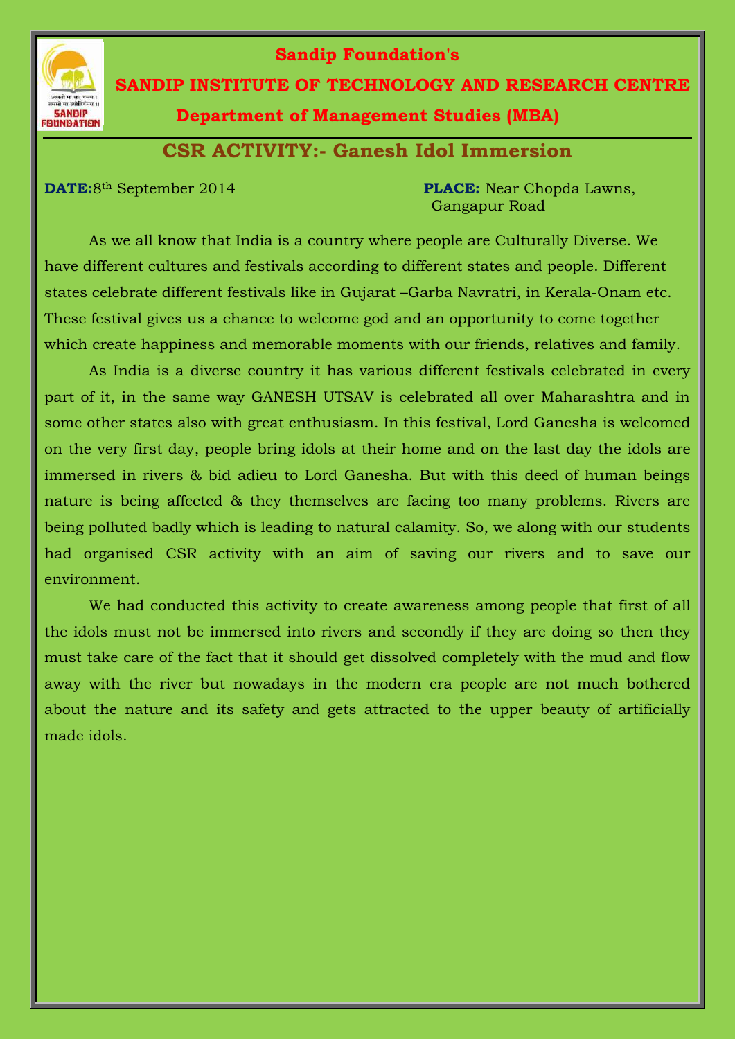**Sandip Foundation's**

**SANDIP INSTITUTE OF TECHNOLOGY AND RESEARCH CENTRE**

**Department of Management Studies (MBA)**

## CSR ACTIVITY:- Ganesh Idol Immersion

**DATE:** 8th September 2014

**PLACE:** Near Chopda Lawns, Gangapur Road

As we all know that India is a country where people are Culturally Diverse. We have different cultures and festivals according to different states and people. Different states celebrate different festivals like in Gujarat –Garba Navratri, in Kerala-Onam etc. These festival gives us a chance to welcome god and an opportunity to come together which create happiness and memorable moments with our friends, relatives and family.

As India is a diverse country it has various different festivals celebrated in every part of it, in the same way GANESH UTSAV is celebrated all over Maharashtra and in some other states also with great enthusiasm. In this festival, Lord Ganesha is welcomed on the very first day, people bring idols at their home and on the last day the idols are immersed in rivers & bid adieu to Lord Ganesha. But with this deed of human beings nature is being affected & they themselves are facing too many problems. Rivers are being polluted badly which is leading to natural calamity. So, we along with our students had organised CSR activity with an aim of saving our rivers and to save our environment.

We had conducted this activity to create awareness among people that first of all the idols must not be immersed into rivers and secondly if they are doing so then they must take care of the fact that it should get dissolved completely with the mud and flow away with the river but nowadays in the modern era people are not much bothered about the nature and its safety and gets attracted to the upper beauty of artificially made idols.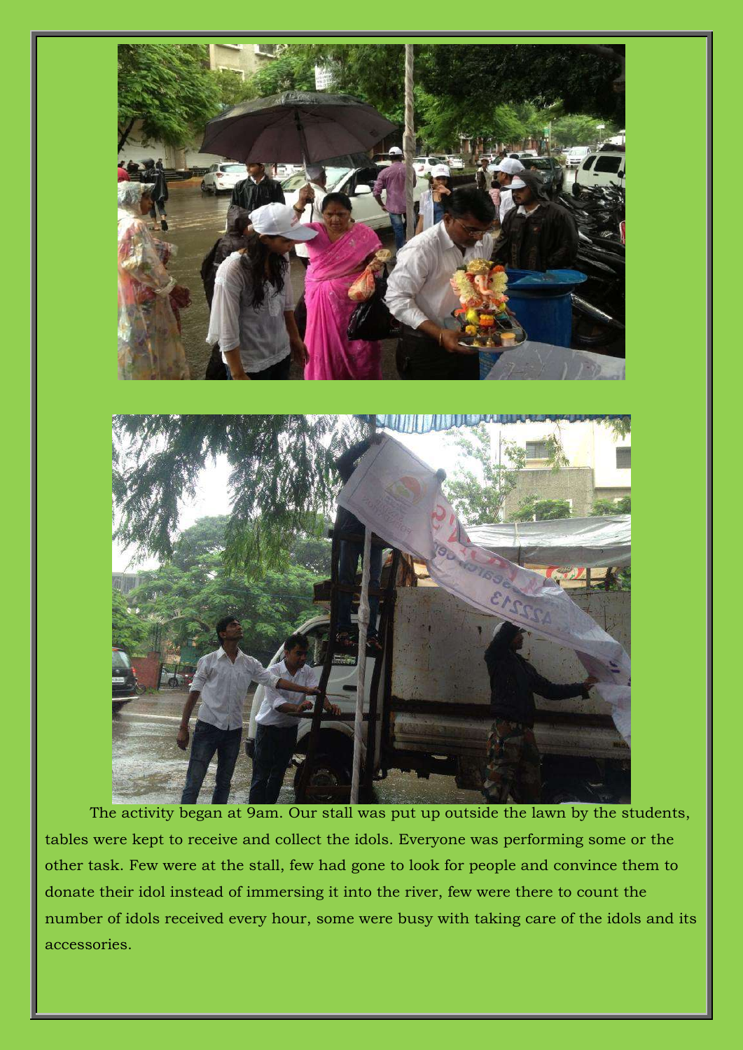The activity began at 9am. Our stall was put up outside the lawn by the students, tables were kept to receive and collect the idols. Everyone was performing some or the other task. Few were at the stall, few had gone to look for people and convince them to donate their idol instead of immersing it into the river, few were there to count the number of idols received every hour, some were busy with taking care of the idols and its accessories.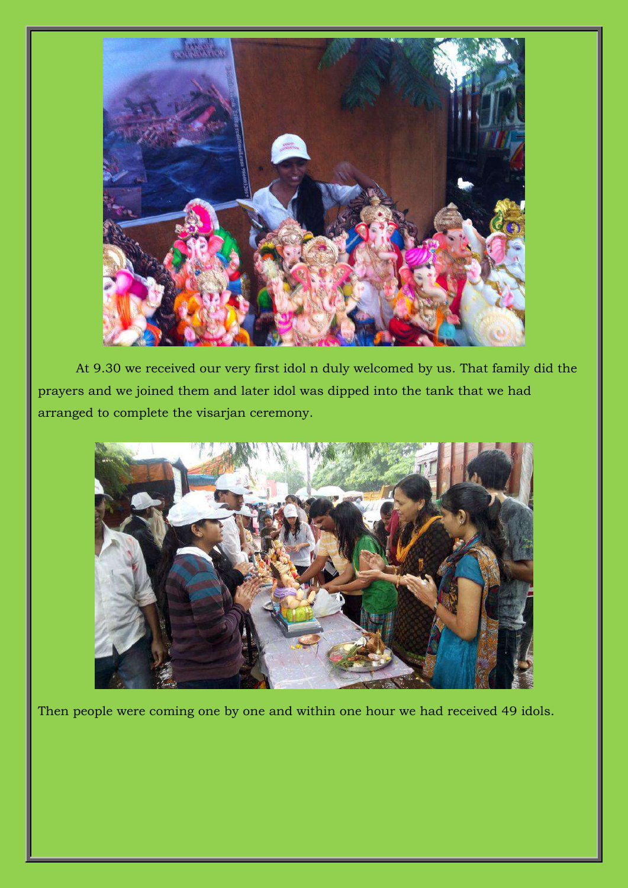At 9.30 we received our very first idol n duly welcomed by us. That family did the prayers and we joined them and later idol was dipped into the tank that we had arranged to complete the visarjan ceremony.

Then people were coming one by one and within one hour we had received 49 idols.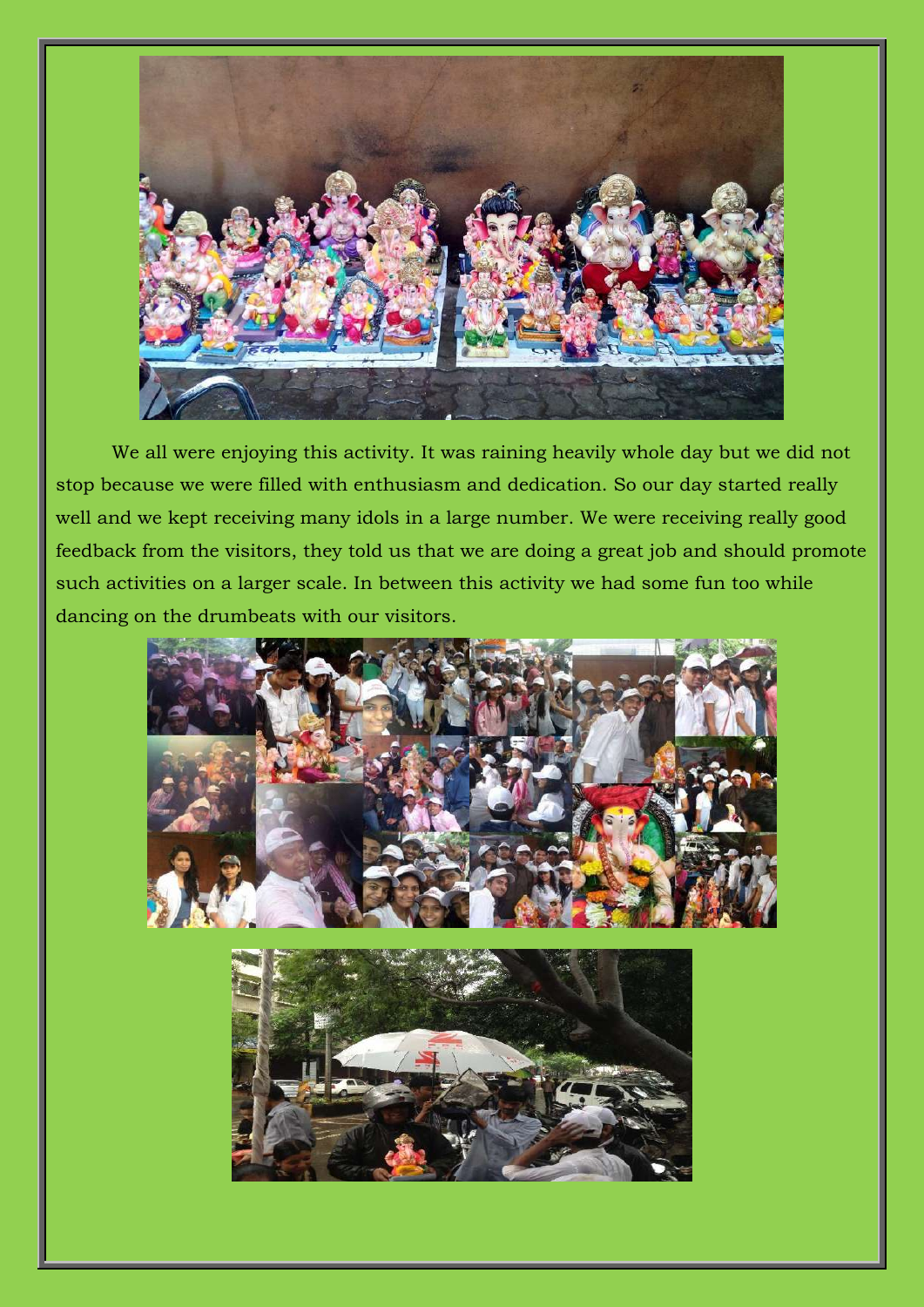We all were enjoying this activity. It was raining heavily whole day but we did not stop because we were filled with enthusiasm and dedication. So our day started really well and we kept receiving many idols in a large number. We were receiving really good feedback from the visitors, they told us that we are doing a great job and should promote such activities on a larger scale. In between this activity we had some fun too while dancing on the drumbeats with our visitors.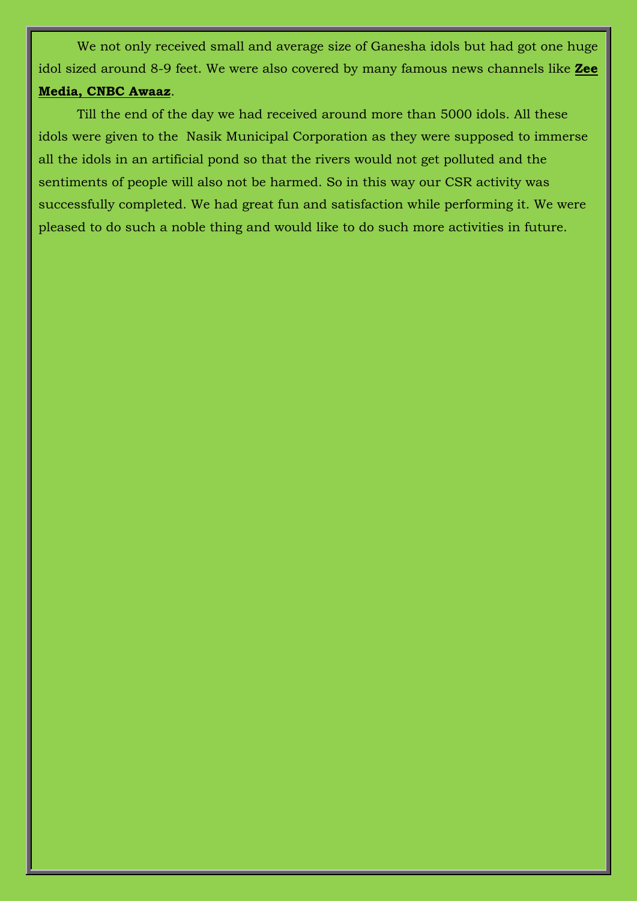We not only received small and average size of Ganesha idols but had got one huge idol sized around 8-9 feet. We were also covered by many famous news channels like **Zee Media, CNBC Awaaz**.

Till the end of the day we had received around more than 5000 idols. All these idols were given to the Nasik Municipal Corporation as they were supposed to immerse all the idols in an artificial pond so that the rivers would not get polluted and the sentiments of people will also not be harmed. So in this way our CSR activity was successfully completed. We had great fun and satisfaction while performing it. We were pleased to do such a noble thing and would like to do such more activities in future.